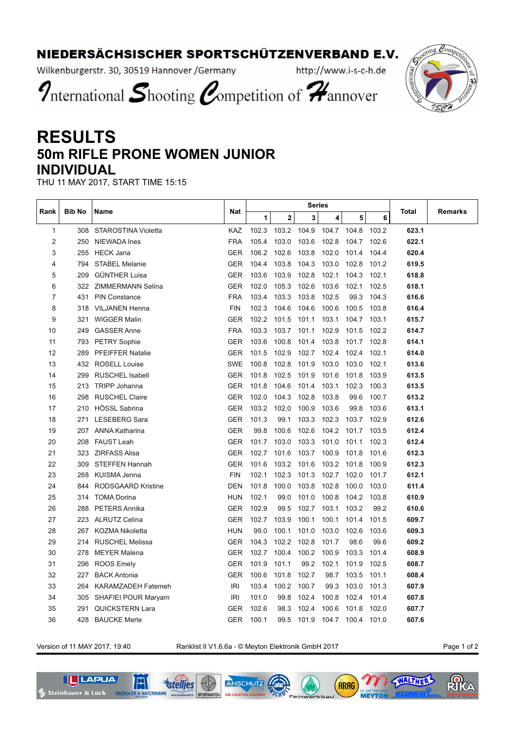# NIEDERSÄCHSISCHER SPORTSCHÜTZENVERBAND E.V.

Wilkenburgerstr. 30, 30519 Hannover /Germany http://www.i-s-c-h.de

International Shooting Competition of Hannover

# RESULTS
## 50m RIFLE PRONE WOMEN JUNIOR
## INDIVIDUAL

THU 11 MAY 2017, START TIME 15:15

| Rank | Bib No | Name | Nat | Series | | | | | | Total | Remarks |
|---|---|---|---|---|---|---|---|---|---|---|---|
| | | | | 1 | 2 | 3 | 4 | 5 | 6 | | |
| 1 | 308 | STAROSTINA Violetta | KAZ | 102.3 | 103.2 | 104.9 | 104.7 | 104.8 | 103.2 | **623.1** | |
| 2 | 250 | NIEWADA Ines | FRA | 105.4 | 103.0 | 103.6 | 102.8 | 104.7 | 102.6 | **622.1** | |
| 3 | 255 | HECK Jana | GER | 106.2 | 102.6 | 103.8 | 102.0 | 101.4 | 104.4 | **620.4** | |
| 4 | 794 | STABEL Melanie | GER | 104.4 | 103.8 | 104.3 | 103.0 | 102.8 | 101.2 | **619.5** | |
| 5 | 209 | GÜNTHER Luisa | GER | 103.6 | 103.9 | 102.8 | 102.1 | 104.3 | 102.1 | **618.8** | |
| 6 | 322 | ZIMMERMANN Selina | GER | 102.0 | 105.3 | 102.6 | 103.6 | 102.1 | 102.5 | **618.1** | |
| 7 | 431 | PIN Constance | FRA | 103.4 | 103.3 | 103.8 | 102.5 | 99.3 | 104.3 | **616.6** | |
| 8 | 318 | VILJANEN Henna | FIN | 102.3 | 104.6 | 104.6 | 100.6 | 100.5 | 103.8 | **616.4** | |
| 9 | 321 | WIGGER Malin | GER | 102.2 | 101.5 | 101.1 | 103.1 | 104.7 | 103.1 | **615.7** | |
| 10 | 249 | GASSER Anne | FRA | 103.3 | 103.7 | 101.1 | 102.9 | 101.5 | 102.2 | **614.7** | |
| 11 | 793 | PETRY Sophie | GER | 103.6 | 100.8 | 101.4 | 103.8 | 101.7 | 102.8 | **614.1** | |
| 12 | 289 | PFEIFFER Natalie | GER | 101.5 | 102.9 | 102.7 | 102.4 | 102.4 | 102.1 | **614.0** | |
| 13 | 432 | ROSELL Louise | SWE | 100.8 | 102.8 | 101.9 | 103.0 | 103.0 | 102.1 | **613.6** | |
| 14 | 299 | RUSCHEL Isabell | GER | 101.8 | 102.5 | 101.9 | 101.6 | 101.8 | 103.9 | **613.5** | |
| 15 | 213 | TRIPP Johanna | GER | 101.8 | 104.6 | 101.4 | 103.1 | 102.3 | 100.3 | **613.5** | |
| 16 | 298 | RUSCHEL Claire | GER | 102.0 | 104.3 | 102.8 | 103.8 | 99.6 | 100.7 | **613.2** | |
| 17 | 210 | HÖSSL Sabrina | GER | 103.2 | 102.0 | 100.9 | 103.6 | 99.8 | 103.6 | **613.1** | |
| 18 | 271 | LESEBERG Sara | GER | 101.3 | 99.1 | 103.3 | 102.3 | 103.7 | 102.9 | **612.6** | |
| 19 | 207 | ANNA Katharina | GER | 99.8 | 100.6 | 102.6 | 104.2 | 101.7 | 103.5 | **612.4** | |
| 20 | 208 | FAUST Leah | GER | 101.7 | 103.0 | 103.3 | 101.0 | 101.1 | 102.3 | **612.4** | |
| 21 | 323 | ZIRFASS Alisa | GER | 102.7 | 101.6 | 103.7 | 100.9 | 101.8 | 101.6 | **612.3** | |
| 22 | 309 | STEFFEN Hannah | GER | 101.6 | 103.2 | 101.6 | 103.2 | 101.8 | 100.9 | **612.3** | |
| 23 | 268 | KUISMA Jenna | FIN | 102.1 | 102.3 | 101.3 | 102.7 | 102.0 | 101.7 | **612.1** | |
| 24 | 844 | RODSGAARD Kristine | DEN | 101.8 | 100.0 | 103.8 | 102.8 | 100.0 | 103.0 | **611.4** | |
| 25 | 314 | TOMA Dorina | HUN | 102.1 | 99.0 | 101.0 | 100.8 | 104.2 | 103.8 | **610.9** | |
| 26 | 288 | PETERS Annika | GER | 102.9 | 99.5 | 102.7 | 103.1 | 103.2 | 99.2 | **610.6** | |
| 27 | 223 | ALRUTZ Celina | GER | 102.7 | 103.9 | 100.1 | 100.1 | 101.4 | 101.5 | **609.7** | |
| 28 | 267 | KOZMA Nikoletta | HUN | 99.0 | 100.1 | 101.0 | 103.0 | 102.6 | 103.6 | **609.3** | |
| 29 | 214 | RUSCHEL Melissa | GER | 104.3 | 102.2 | 102.8 | 101.7 | 98.6 | 99.6 | **609.2** | |
| 30 | 278 | MEYER Malena | GER | 102.7 | 100.4 | 100.2 | 100.9 | 103.3 | 101.4 | **608.9** | |
| 31 | 296 | ROOS Emely | GER | 101.9 | 101.1 | 99.2 | 102.1 | 101.9 | 102.5 | **608.7** | |
| 32 | 227 | BACK Antonia | GER | 100.6 | 101.8 | 102.7 | 98.7 | 103.5 | 101.1 | **608.4** | |
| 33 | 264 | KARAMZADEH Fatemeh | IRI | 103.4 | 100.2 | 100.7 | 99.3 | 103.0 | 101.3 | **607.9** | |
| 34 | 305 | SHAFIEI POUR Maryam | IRI | 101.0 | 99.8 | 102.4 | 100.8 | 102.4 | 101.4 | **607.8** | |
| 35 | 291 | QUICKSTERN Lara | GER | 102.6 | 98.3 | 102.4 | 100.6 | 101.8 | 102.0 | **607.7** | |
| 36 | 428 | BAUCKE Merle | GER | 100.1 | 99.5 | 101.9 | 104.7 | 100.4 | 101.0 | **607.6** | |

Version of 11 MAY 2017, 19:40 Ranklist II V1.6.6a - © Meyton Elektronik GmbH 2017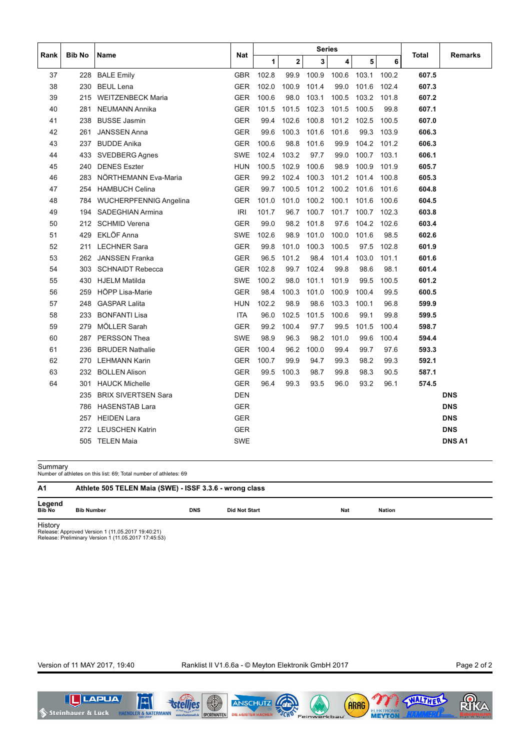| Rank | Bib No | Name | Nat | Series | | | | | | Total | Remarks |
|---|---|---|---|---|---|---|---|---|---|---|---|
| | | | | 1 | 2 | 3 | 4 | 5 | 6 | | |
| 37 | 228 | BALE Emily | GBR | 102.8 | 99.9 | 100.9 | 100.6 | 103.1 | 100.2 | **607.5** | |
| 38 | 230 | BEUL Lena | GER | 102.0 | 100.9 | 101.4 | 99.0 | 101.6 | 102.4 | **607.3** | |
| 39 | 215 | WEITZENBECK Maria | GER | 100.6 | 98.0 | 103.1 | 100.5 | 103.2 | 101.8 | **607.2** | |
| 40 | 281 | NEUMANN Annika | GER | 101.5 | 101.5 | 102.3 | 101.5 | 100.5 | 99.8 | **607.1** | |
| 41 | 238 | BUSSE Jasmin | GER | 99.4 | 102.6 | 100.8 | 101.2 | 102.5 | 100.5 | **607.0** | |
| 42 | 261 | JANSSEN Anna | GER | 99.6 | 100.3 | 101.6 | 101.6 | 99.3 | 103.9 | **606.3** | |
| 43 | 237 | BUDDE Anika | GER | 100.6 | 98.8 | 101.6 | 99.9 | 104.2 | 101.2 | **606.3** | |
| 44 | 433 | SVEDBERG Agnes | SWE | 102.4 | 103.2 | 97.7 | 99.0 | 100.7 | 103.1 | **606.1** | |
| 45 | 240 | DENES Eszter | HUN | 100.5 | 102.9 | 100.6 | 98.9 | 100.9 | 101.9 | **605.7** | |
| 46 | 283 | NÖRTHEMANN Eva-Maria | GER | 99.2 | 102.4 | 100.3 | 101.2 | 101.4 | 100.8 | **605.3** | |
| 47 | 254 | HAMBUCH Celina | GER | 99.7 | 100.5 | 101.2 | 100.2 | 101.6 | 101.6 | **604.8** | |
| 48 | 784 | WUCHERPFENNIG Angelina | GER | 101.0 | 101.0 | 100.2 | 100.1 | 101.6 | 100.6 | **604.5** | |
| 49 | 194 | SADEGHIAN Armina | IRI | 101.7 | 96.7 | 100.7 | 101.7 | 100.7 | 102.3 | **603.8** | |
| 50 | 212 | SCHMID Verena | GER | 99.0 | 98.2 | 101.8 | 97.6 | 104.2 | 102.6 | **603.4** | |
| 51 | 429 | EKLÖF Anna | SWE | 102.6 | 98.9 | 101.0 | 100.0 | 101.6 | 98.5 | **602.6** | |
| 52 | 211 | LECHNER Sara | GER | 99.8 | 101.0 | 100.3 | 100.5 | 97.5 | 102.8 | **601.9** | |
| 53 | 262 | JANSSEN Franka | GER | 96.5 | 101.2 | 98.4 | 101.4 | 103.0 | 101.1 | **601.6** | |
| 54 | 303 | SCHNAIDT Rebecca | GER | 102.8 | 99.7 | 102.4 | 99.8 | 98.6 | 98.1 | **601.4** | |
| 55 | 430 | HJELM Matilda | SWE | 100.2 | 98.0 | 101.1 | 101.9 | 99.5 | 100.5 | **601.2** | |
| 56 | 259 | HÖPP Lisa-Marie | GER | 98.4 | 100.3 | 101.0 | 100.9 | 100.4 | 99.5 | **600.5** | |
| 57 | 248 | GASPAR Lalita | HUN | 102.2 | 98.9 | 98.6 | 103.3 | 100.1 | 96.8 | **599.9** | |
| 58 | 233 | BONFANTI Lisa | ITA | 96.0 | 102.5 | 101.5 | 100.6 | 99.1 | 99.8 | **599.5** | |
| 59 | 279 | MÖLLER Sarah | GER | 99.2 | 100.4 | 97.7 | 99.5 | 101.5 | 100.4 | **598.7** | |
| 60 | 287 | PERSSON Thea | SWE | 98.9 | 96.3 | 98.2 | 101.0 | 99.6 | 100.4 | **594.4** | |
| 61 | 236 | BRUDER Nathalie | GER | 100.4 | 96.2 | 100.0 | 99.4 | 99.7 | 97.6 | **593.3** | |
| 62 | 270 | LEHMANN Karin | GER | 100.7 | 99.9 | 94.7 | 99.3 | 98.2 | 99.3 | **592.1** | |
| 63 | 232 | BOLLEN Alison | GER | 99.5 | 100.3 | 98.7 | 99.8 | 98.3 | 90.5 | **587.1** | |
| 64 | 301 | HAUCK Michelle | GER | 96.4 | 99.3 | 93.5 | 96.0 | 93.2 | 96.1 | **574.5** | |
| | 235 | BRIX SIVERTSEN Sara | DEN | | | | | | | | **DNS** |
| | 786 | HASENSTAB Lara | GER | | | | | | | | **DNS** |
| | 257 | HEIDEN Lara | GER | | | | | | | | **DNS** |
| | 272 | LEUSCHEN Katrin | GER | | | | | | | | **DNS** |
| | 505 | TELEN Maia | SWE | | | | | | | | **DNS A1** |

Summary
Number of athletes on this list: 69; Total number of athletes: 69

**A1** **Athlete 505 TELEN Maia (SWE) - ISSF 3.3.6 - wrong class**

Legend

| | | | | | |
|---|---|---|---|---|---|
| **Bib No** | **Bib Number** | **DNS** | **Did Not Start** | **Nat** | **Nation** |

History
Release: Approved Version 1 (11.05.2017 19:40:21)
Release: Preliminary Version 1 (11.05.2017 17:45:53)

Version of 11 MAY 2017, 19:40 Ranklist II V1.6.6a - © Meyton Elektronik GmbH 2017